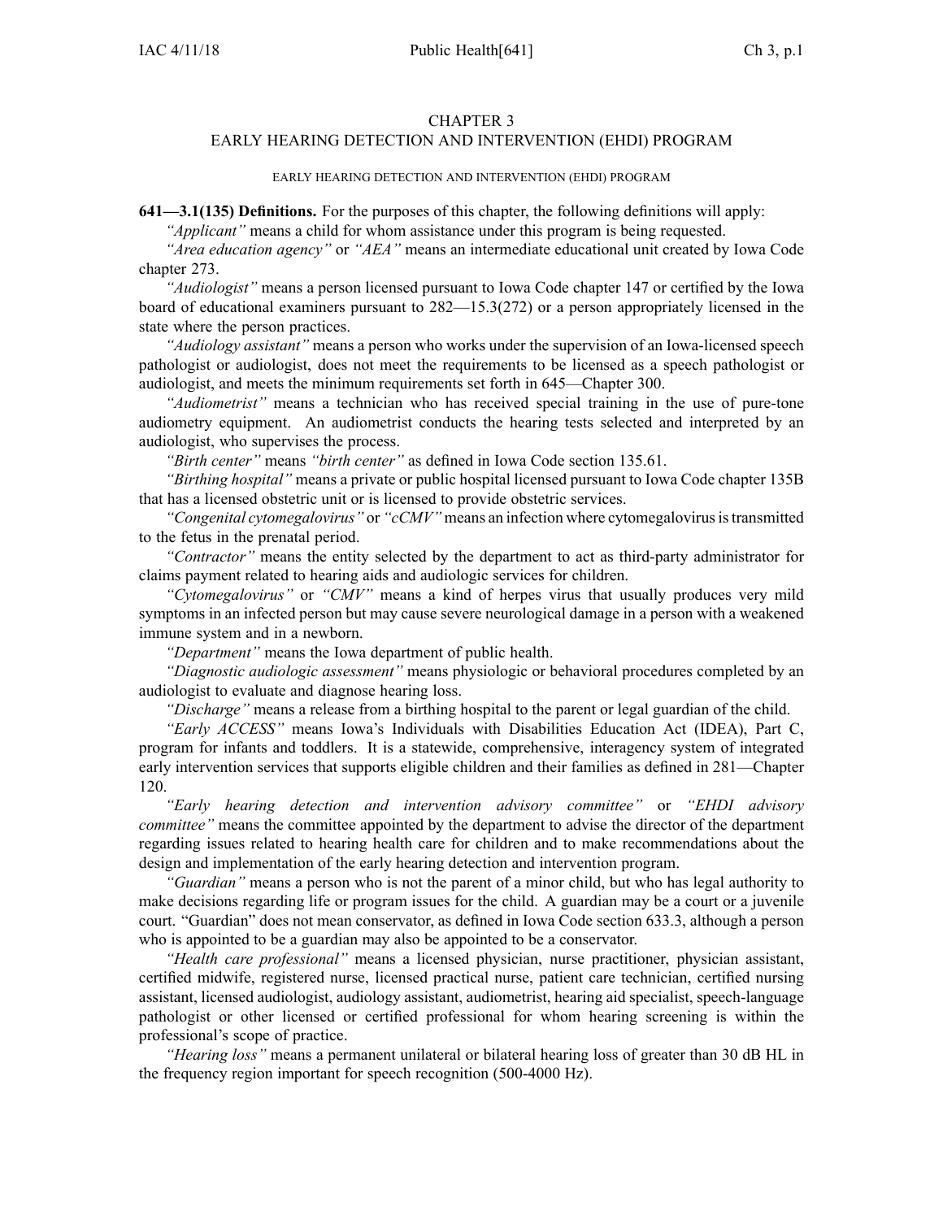# CHAPTER 3
## EARLY HEARING DETECTION AND INTERVENTION (EHDI) PROGRAM

EARLY HEARING DETECTION AND INTERVENTION (EHDI) PROGRAM

**641—3.1(135) Definitions.** For the purposes of this chapter, the following definitions will apply:

*"Applicant"* means a child for whom assistance under this program is being requested.

*"Area education agency"* or *"AEA"* means an intermediate educational unit created by Iowa Code chapter 273.

*"Audiologist"* means a person licensed pursuant to Iowa Code chapter 147 or certified by the Iowa board of educational examiners pursuant to 282—15.3(272) or a person appropriately licensed in the state where the person practices.

*"Audiology assistant"* means a person who works under the supervision of an Iowa-licensed speech pathologist or audiologist, does not meet the requirements to be licensed as a speech pathologist or audiologist, and meets the minimum requirements set forth in 645—Chapter 300.

*"Audiometrist"* means a technician who has received special training in the use of pure-tone audiometry equipment. An audiometrist conducts the hearing tests selected and interpreted by an audiologist, who supervises the process.

*"Birth center"* means *"birth center"* as defined in Iowa Code section 135.61.

*"Birthing hospital"* means a private or public hospital licensed pursuant to Iowa Code chapter 135B that has a licensed obstetric unit or is licensed to provide obstetric services.

*"Congenital cytomegalovirus"* or *"cCMV"* means an infection where cytomegalovirus is transmitted to the fetus in the prenatal period.

*"Contractor"* means the entity selected by the department to act as third-party administrator for claims payment related to hearing aids and audiologic services for children.

*"Cytomegalovirus"* or *"CMV"* means a kind of herpes virus that usually produces very mild symptoms in an infected person but may cause severe neurological damage in a person with a weakened immune system and in a newborn.

*"Department"* means the Iowa department of public health.

*"Diagnostic audiologic assessment"* means physiologic or behavioral procedures completed by an audiologist to evaluate and diagnose hearing loss.

*"Discharge"* means a release from a birthing hospital to the parent or legal guardian of the child.

*"Early ACCESS"* means Iowa's Individuals with Disabilities Education Act (IDEA), Part C, program for infants and toddlers. It is a statewide, comprehensive, interagency system of integrated early intervention services that supports eligible children and their families as defined in 281—Chapter 120.

*"Early hearing detection and intervention advisory committee"* or *"EHDI advisory committee"* means the committee appointed by the department to advise the director of the department regarding issues related to hearing health care for children and to make recommendations about the design and implementation of the early hearing detection and intervention program.

*"Guardian"* means a person who is not the parent of a minor child, but who has legal authority to make decisions regarding life or program issues for the child. A guardian may be a court or a juvenile court. "Guardian" does not mean conservator, as defined in Iowa Code section 633.3, although a person who is appointed to be a guardian may also be appointed to be a conservator.

*"Health care professional"* means a licensed physician, nurse practitioner, physician assistant, certified midwife, registered nurse, licensed practical nurse, patient care technician, certified nursing assistant, licensed audiologist, audiology assistant, audiometrist, hearing aid specialist, speech-language pathologist or other licensed or certified professional for whom hearing screening is within the professional's scope of practice.

*"Hearing loss"* means a permanent unilateral or bilateral hearing loss of greater than 30 dB HL in the frequency region important for speech recognition (500-4000 Hz).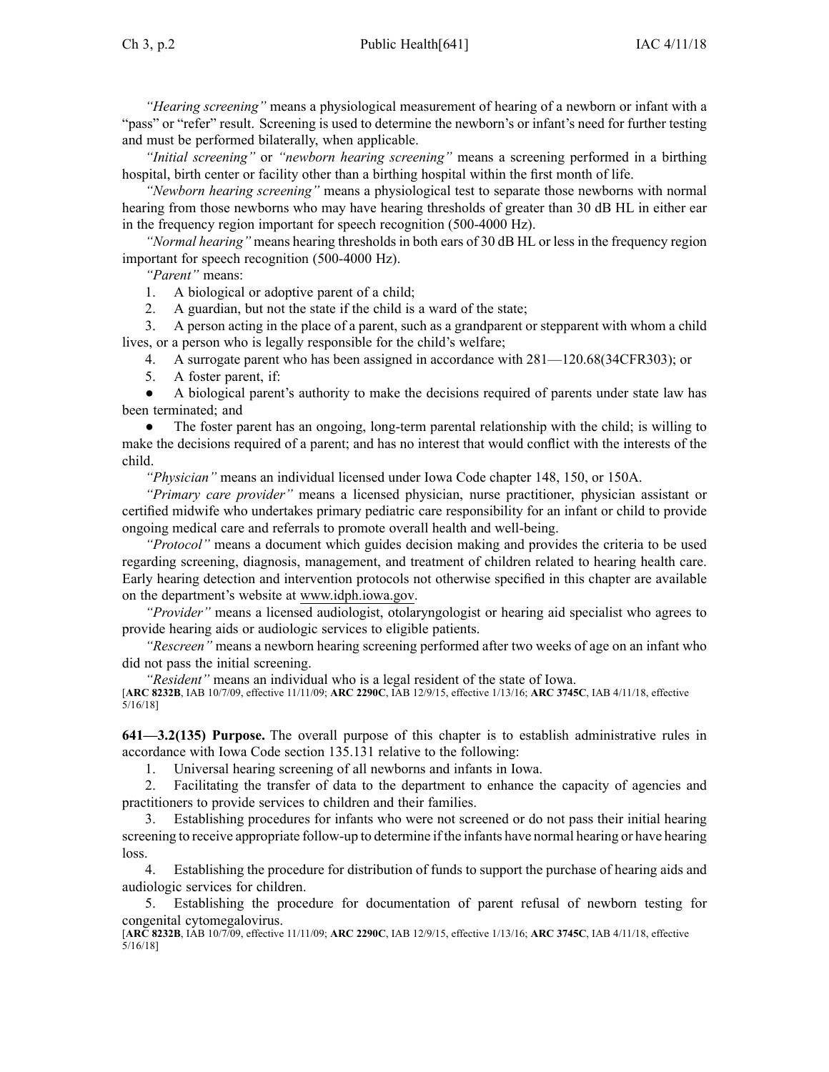*"Hearing screening"* means a physiological measurement of hearing of a newborn or infant with a "pass" or "refer" result. Screening is used to determine the newborn's or infant's need for further testing and must be performed bilaterally, when applicable.

*"Initial screening"* or *"newborn hearing screening"* means a screening performed in a birthing hospital, birth center or facility other than a birthing hospital within the first month of life.

*"Newborn hearing screening"* means a physiological test to separate those newborns with normal hearing from those newborns who may have hearing thresholds of greater than 30 dB HL in either ear in the frequency region important for speech recognition (500-4000 Hz).

*"Normal hearing"* means hearing thresholds in both ears of 30 dB HL or less in the frequency region important for speech recognition (500-4000 Hz).

*"Parent"* means:

1. A biological or adoptive parent of a child;
2. A guardian, but not the state if the child is a ward of the state;
3. A person acting in the place of a parent, such as a grandparent or stepparent with whom a child lives, or a person who is legally responsible for the child's welfare;
4. A surrogate parent who has been assigned in accordance with 281—120.68(34CFR303); or
5. A foster parent, if:

- A biological parent's authority to make the decisions required of parents under state law has been terminated; and
- The foster parent has an ongoing, long-term parental relationship with the child; is willing to make the decisions required of a parent; and has no interest that would conflict with the interests of the child.

*"Physician"* means an individual licensed under Iowa Code chapter 148, 150, or 150A.

*"Primary care provider"* means a licensed physician, nurse practitioner, physician assistant or certified midwife who undertakes primary pediatric care responsibility for an infant or child to provide ongoing medical care and referrals to promote overall health and well-being.

*"Protocol"* means a document which guides decision making and provides the criteria to be used regarding screening, diagnosis, management, and treatment of children related to hearing health care. Early hearing detection and intervention protocols not otherwise specified in this chapter are available on the department's website at www.idph.iowa.gov.

*"Provider"* means a licensed audiologist, otolaryngologist or hearing aid specialist who agrees to provide hearing aids or audiologic services to eligible patients.

*"Rescreen"* means a newborn hearing screening performed after two weeks of age on an infant who did not pass the initial screening.

*"Resident"* means an individual who is a legal resident of the state of Iowa.

[**ARC 8232B**, IAB 10/7/09, effective 11/11/09; **ARC 2290C**, IAB 12/9/15, effective 1/13/16; **ARC 3745C**, IAB 4/11/18, effective 5/16/18]

**641—3.2(135) Purpose.** The overall purpose of this chapter is to establish administrative rules in accordance with Iowa Code section 135.131 relative to the following:

1. Universal hearing screening of all newborns and infants in Iowa.
2. Facilitating the transfer of data to the department to enhance the capacity of agencies and practitioners to provide services to children and their families.
3. Establishing procedures for infants who were not screened or do not pass their initial hearing screening to receive appropriate follow-up to determine if the infants have normal hearing or have hearing loss.
4. Establishing the procedure for distribution of funds to support the purchase of hearing aids and audiologic services for children.
5. Establishing the procedure for documentation of parent refusal of newborn testing for congenital cytomegalovirus.

[**ARC 8232B**, IAB 10/7/09, effective 11/11/09; **ARC 2290C**, IAB 12/9/15, effective 1/13/16; **ARC 3745C**, IAB 4/11/18, effective 5/16/18]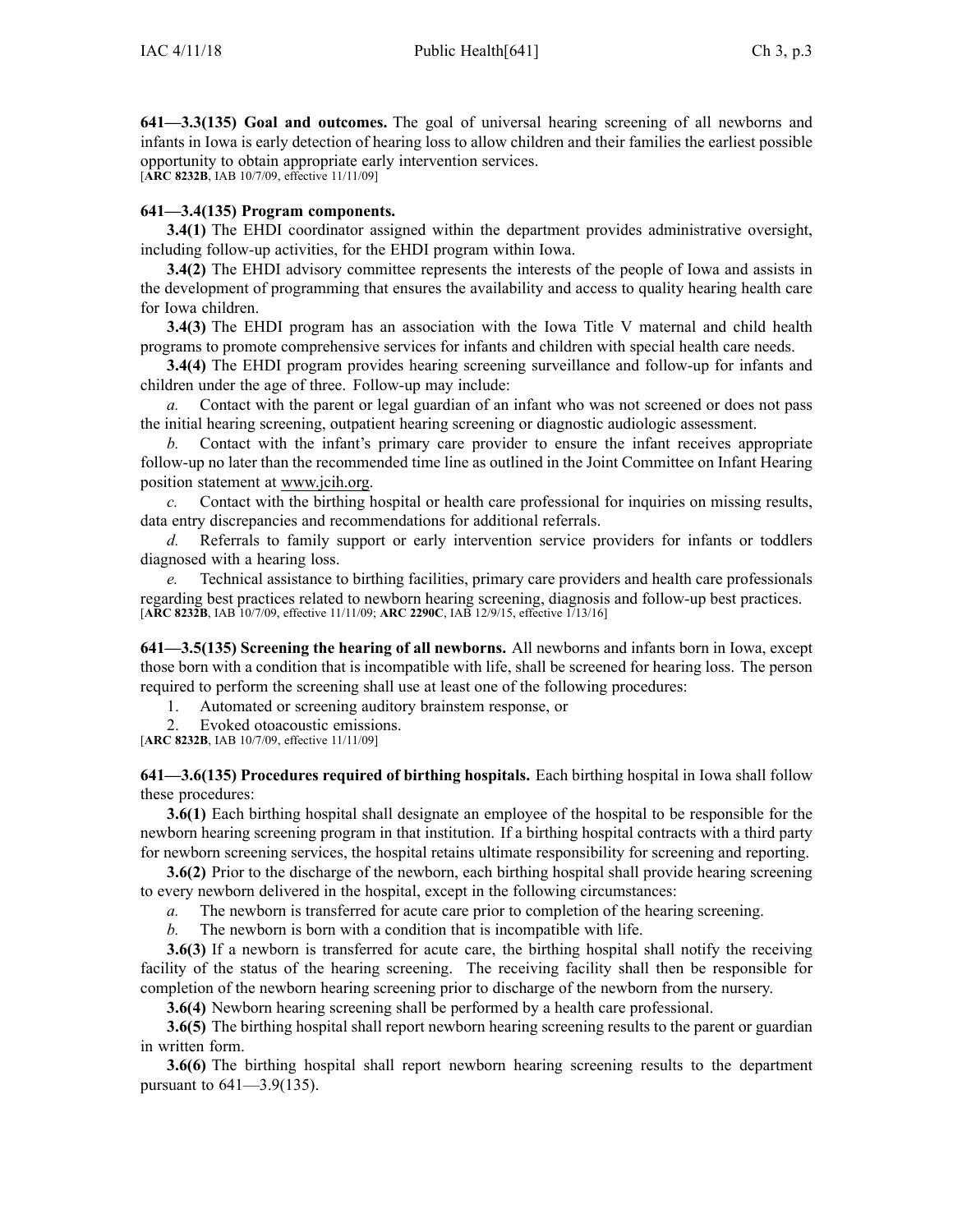**641—3.3(135) Goal and outcomes.** The goal of universal hearing screening of all newborns and infants in Iowa is early detection of hearing loss to allow children and their families the earliest possible opportunity to obtain appropriate early intervention services.
[**ARC 8232B**, IAB 10/7/09, effective 11/11/09]

**641—3.4(135) Program components.**

**3.4(1)** The EHDI coordinator assigned within the department provides administrative oversight, including follow-up activities, for the EHDI program within Iowa.

**3.4(2)** The EHDI advisory committee represents the interests of the people of Iowa and assists in the development of programming that ensures the availability and access to quality hearing health care for Iowa children.

**3.4(3)** The EHDI program has an association with the Iowa Title V maternal and child health programs to promote comprehensive services for infants and children with special health care needs.

**3.4(4)** The EHDI program provides hearing screening surveillance and follow-up for infants and children under the age of three. Follow-up may include:

*a.* Contact with the parent or legal guardian of an infant who was not screened or does not pass the initial hearing screening, outpatient hearing screening or diagnostic audiologic assessment.

*b.* Contact with the infant's primary care provider to ensure the infant receives appropriate follow-up no later than the recommended time line as outlined in the Joint Committee on Infant Hearing position statement at www.jcih.org.

*c.* Contact with the birthing hospital or health care professional for inquiries on missing results, data entry discrepancies and recommendations for additional referrals.

*d.* Referrals to family support or early intervention service providers for infants or toddlers diagnosed with a hearing loss.

*e.* Technical assistance to birthing facilities, primary care providers and health care professionals regarding best practices related to newborn hearing screening, diagnosis and follow-up best practices.
[**ARC 8232B**, IAB 10/7/09, effective 11/11/09; **ARC 2290C**, IAB 12/9/15, effective 1/13/16]

**641—3.5(135) Screening the hearing of all newborns.** All newborns and infants born in Iowa, except those born with a condition that is incompatible with life, shall be screened for hearing loss. The person required to perform the screening shall use at least one of the following procedures:

1. Automated or screening auditory brainstem response, or
2. Evoked otoacoustic emissions.

[**ARC 8232B**, IAB 10/7/09, effective 11/11/09]

**641—3.6(135) Procedures required of birthing hospitals.** Each birthing hospital in Iowa shall follow these procedures:

**3.6(1)** Each birthing hospital shall designate an employee of the hospital to be responsible for the newborn hearing screening program in that institution. If a birthing hospital contracts with a third party for newborn screening services, the hospital retains ultimate responsibility for screening and reporting.

**3.6(2)** Prior to the discharge of the newborn, each birthing hospital shall provide hearing screening to every newborn delivered in the hospital, except in the following circumstances:

*a.* The newborn is transferred for acute care prior to completion of the hearing screening.

*b.* The newborn is born with a condition that is incompatible with life.

**3.6(3)** If a newborn is transferred for acute care, the birthing hospital shall notify the receiving facility of the status of the hearing screening. The receiving facility shall then be responsible for completion of the newborn hearing screening prior to discharge of the newborn from the nursery.

**3.6(4)** Newborn hearing screening shall be performed by a health care professional.

**3.6(5)** The birthing hospital shall report newborn hearing screening results to the parent or guardian in written form.

**3.6(6)** The birthing hospital shall report newborn hearing screening results to the department pursuant to 641—3.9(135).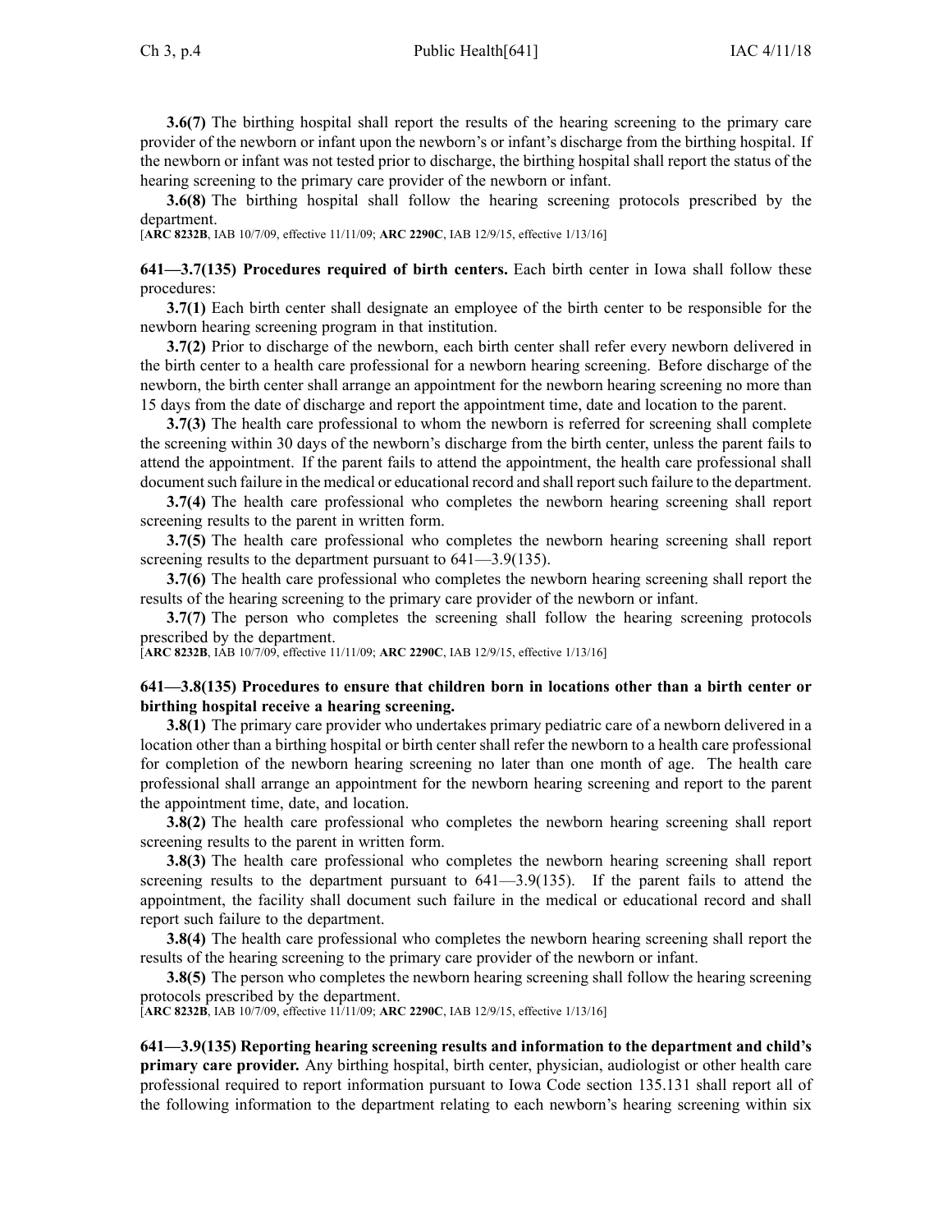**3.6(7)** The birthing hospital shall report the results of the hearing screening to the primary care provider of the newborn or infant upon the newborn's or infant's discharge from the birthing hospital. If the newborn or infant was not tested prior to discharge, the birthing hospital shall report the status of the hearing screening to the primary care provider of the newborn or infant.

**3.6(8)** The birthing hospital shall follow the hearing screening protocols prescribed by the department.

[**ARC 8232B**, IAB 10/7/09, effective 11/11/09; **ARC 2290C**, IAB 12/9/15, effective 1/13/16]

**641—3.7(135) Procedures required of birth centers.** Each birth center in Iowa shall follow these procedures:

**3.7(1)** Each birth center shall designate an employee of the birth center to be responsible for the newborn hearing screening program in that institution.

**3.7(2)** Prior to discharge of the newborn, each birth center shall refer every newborn delivered in the birth center to a health care professional for a newborn hearing screening. Before discharge of the newborn, the birth center shall arrange an appointment for the newborn hearing screening no more than 15 days from the date of discharge and report the appointment time, date and location to the parent.

**3.7(3)** The health care professional to whom the newborn is referred for screening shall complete the screening within 30 days of the newborn's discharge from the birth center, unless the parent fails to attend the appointment. If the parent fails to attend the appointment, the health care professional shall document such failure in the medical or educational record and shall report such failure to the department.

**3.7(4)** The health care professional who completes the newborn hearing screening shall report screening results to the parent in written form.

**3.7(5)** The health care professional who completes the newborn hearing screening shall report screening results to the department pursuant to 641—3.9(135).

**3.7(6)** The health care professional who completes the newborn hearing screening shall report the results of the hearing screening to the primary care provider of the newborn or infant.

**3.7(7)** The person who completes the screening shall follow the hearing screening protocols prescribed by the department.

[**ARC 8232B**, IAB 10/7/09, effective 11/11/09; **ARC 2290C**, IAB 12/9/15, effective 1/13/16]

**641—3.8(135) Procedures to ensure that children born in locations other than a birth center or birthing hospital receive a hearing screening.**

**3.8(1)** The primary care provider who undertakes primary pediatric care of a newborn delivered in a location other than a birthing hospital or birth center shall refer the newborn to a health care professional for completion of the newborn hearing screening no later than one month of age. The health care professional shall arrange an appointment for the newborn hearing screening and report to the parent the appointment time, date, and location.

**3.8(2)** The health care professional who completes the newborn hearing screening shall report screening results to the parent in written form.

**3.8(3)** The health care professional who completes the newborn hearing screening shall report screening results to the department pursuant to 641—3.9(135). If the parent fails to attend the appointment, the facility shall document such failure in the medical or educational record and shall report such failure to the department.

**3.8(4)** The health care professional who completes the newborn hearing screening shall report the results of the hearing screening to the primary care provider of the newborn or infant.

**3.8(5)** The person who completes the newborn hearing screening shall follow the hearing screening protocols prescribed by the department.

[**ARC 8232B**, IAB 10/7/09, effective 11/11/09; **ARC 2290C**, IAB 12/9/15, effective 1/13/16]

**641—3.9(135) Reporting hearing screening results and information to the department and child's primary care provider.** Any birthing hospital, birth center, physician, audiologist or other health care professional required to report information pursuant to Iowa Code section 135.131 shall report all of the following information to the department relating to each newborn's hearing screening within six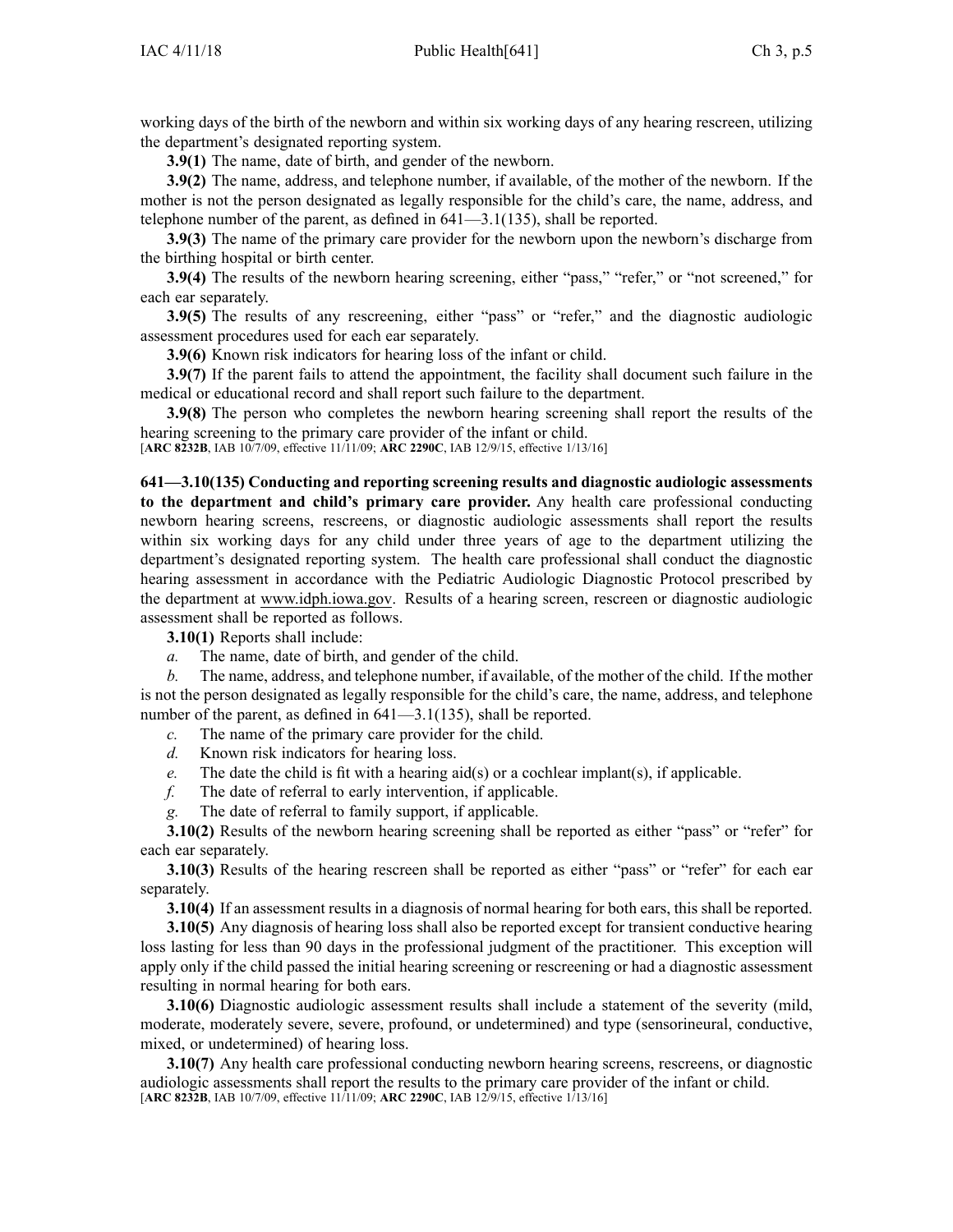working days of the birth of the newborn and within six working days of any hearing rescreen, utilizing the department's designated reporting system.

**3.9(1)** The name, date of birth, and gender of the newborn.

**3.9(2)** The name, address, and telephone number, if available, of the mother of the newborn. If the mother is not the person designated as legally responsible for the child's care, the name, address, and telephone number of the parent, as defined in 641—3.1(135), shall be reported.

**3.9(3)** The name of the primary care provider for the newborn upon the newborn's discharge from the birthing hospital or birth center.

**3.9(4)** The results of the newborn hearing screening, either "pass," "refer," or "not screened," for each ear separately.

**3.9(5)** The results of any rescreening, either "pass" or "refer," and the diagnostic audiologic assessment procedures used for each ear separately.

**3.9(6)** Known risk indicators for hearing loss of the infant or child.

**3.9(7)** If the parent fails to attend the appointment, the facility shall document such failure in the medical or educational record and shall report such failure to the department.

**3.9(8)** The person who completes the newborn hearing screening shall report the results of the hearing screening to the primary care provider of the infant or child.

[**ARC 8232B**, IAB 10/7/09, effective 11/11/09; **ARC 2290C**, IAB 12/9/15, effective 1/13/16]

**641—3.10(135) Conducting and reporting screening results and diagnostic audiologic assessments to the department and child's primary care provider.** Any health care professional conducting newborn hearing screens, rescreens, or diagnostic audiologic assessments shall report the results within six working days for any child under three years of age to the department utilizing the department's designated reporting system. The health care professional shall conduct the diagnostic hearing assessment in accordance with the Pediatric Audiologic Diagnostic Protocol prescribed by the department at www.idph.iowa.gov. Results of a hearing screen, rescreen or diagnostic audiologic assessment shall be reported as follows.

**3.10(1)** Reports shall include:

*a.* The name, date of birth, and gender of the child.

*b.* The name, address, and telephone number, if available, of the mother of the child. If the mother is not the person designated as legally responsible for the child's care, the name, address, and telephone number of the parent, as defined in 641—3.1(135), shall be reported.

*c.* The name of the primary care provider for the child.

*d.* Known risk indicators for hearing loss.

*e.* The date the child is fit with a hearing aid(s) or a cochlear implant(s), if applicable.

*f.* The date of referral to early intervention, if applicable.

*g.* The date of referral to family support, if applicable.

**3.10(2)** Results of the newborn hearing screening shall be reported as either "pass" or "refer" for each ear separately.

**3.10(3)** Results of the hearing rescreen shall be reported as either "pass" or "refer" for each ear separately.

**3.10(4)** If an assessment results in a diagnosis of normal hearing for both ears, this shall be reported.

**3.10(5)** Any diagnosis of hearing loss shall also be reported except for transient conductive hearing loss lasting for less than 90 days in the professional judgment of the practitioner. This exception will apply only if the child passed the initial hearing screening or rescreening or had a diagnostic assessment resulting in normal hearing for both ears.

**3.10(6)** Diagnostic audiologic assessment results shall include a statement of the severity (mild, moderate, moderately severe, severe, profound, or undetermined) and type (sensorineural, conductive, mixed, or undetermined) of hearing loss.

**3.10(7)** Any health care professional conducting newborn hearing screens, rescreens, or diagnostic audiologic assessments shall report the results to the primary care provider of the infant or child.

[**ARC 8232B**, IAB 10/7/09, effective 11/11/09; **ARC 2290C**, IAB 12/9/15, effective 1/13/16]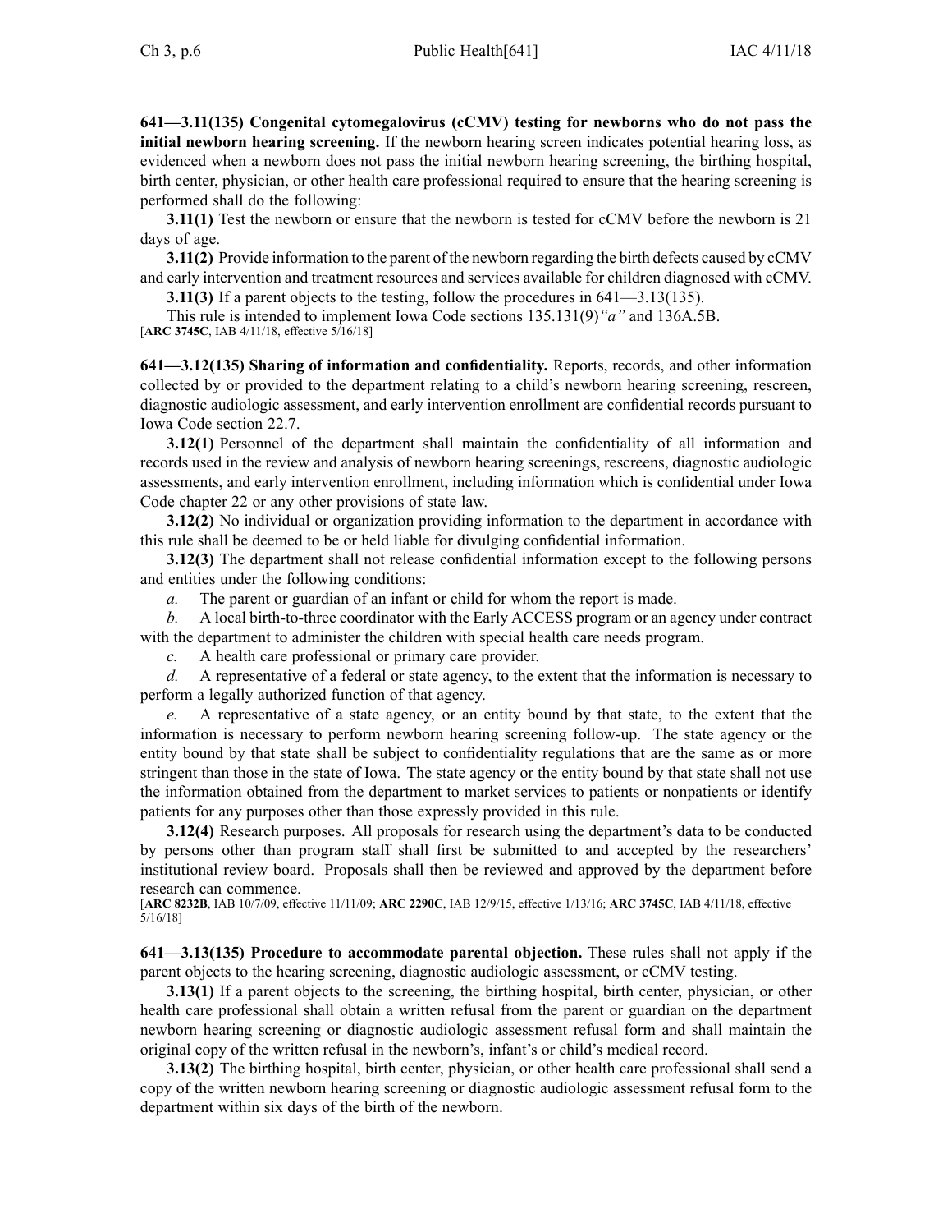**641—3.11(135) Congenital cytomegalovirus (cCMV) testing for newborns who do not pass the initial newborn hearing screening.** If the newborn hearing screen indicates potential hearing loss, as evidenced when a newborn does not pass the initial newborn hearing screening, the birthing hospital, birth center, physician, or other health care professional required to ensure that the hearing screening is performed shall do the following:

**3.11(1)** Test the newborn or ensure that the newborn is tested for cCMV before the newborn is 21 days of age.

**3.11(2)** Provide information to the parent of the newborn regarding the birth defects caused by cCMV and early intervention and treatment resources and services available for children diagnosed with cCMV.

**3.11(3)** If a parent objects to the testing, follow the procedures in 641—3.13(135).

This rule is intended to implement Iowa Code sections 135.131(9)*"a"* and 136A.5B.

[**ARC 3745C**, IAB 4/11/18, effective 5/16/18]

**641—3.12(135) Sharing of information and confidentiality.** Reports, records, and other information collected by or provided to the department relating to a child's newborn hearing screening, rescreen, diagnostic audiologic assessment, and early intervention enrollment are confidential records pursuant to Iowa Code section 22.7.

**3.12(1)** Personnel of the department shall maintain the confidentiality of all information and records used in the review and analysis of newborn hearing screenings, rescreens, diagnostic audiologic assessments, and early intervention enrollment, including information which is confidential under Iowa Code chapter 22 or any other provisions of state law.

**3.12(2)** No individual or organization providing information to the department in accordance with this rule shall be deemed to be or held liable for divulging confidential information.

**3.12(3)** The department shall not release confidential information except to the following persons and entities under the following conditions:

*a.* The parent or guardian of an infant or child for whom the report is made.

*b.* A local birth-to-three coordinator with the Early ACCESS program or an agency under contract with the department to administer the children with special health care needs program.

*c.* A health care professional or primary care provider.

*d.* A representative of a federal or state agency, to the extent that the information is necessary to perform a legally authorized function of that agency.

*e.* A representative of a state agency, or an entity bound by that state, to the extent that the information is necessary to perform newborn hearing screening follow-up. The state agency or the entity bound by that state shall be subject to confidentiality regulations that are the same as or more stringent than those in the state of Iowa. The state agency or the entity bound by that state shall not use the information obtained from the department to market services to patients or nonpatients or identify patients for any purposes other than those expressly provided in this rule.

**3.12(4)** Research purposes. All proposals for research using the department's data to be conducted by persons other than program staff shall first be submitted to and accepted by the researchers' institutional review board. Proposals shall then be reviewed and approved by the department before research can commence.

[**ARC 8232B**, IAB 10/7/09, effective 11/11/09; **ARC 2290C**, IAB 12/9/15, effective 1/13/16; **ARC 3745C**, IAB 4/11/18, effective 5/16/18]

**641—3.13(135) Procedure to accommodate parental objection.** These rules shall not apply if the parent objects to the hearing screening, diagnostic audiologic assessment, or cCMV testing.

**3.13(1)** If a parent objects to the screening, the birthing hospital, birth center, physician, or other health care professional shall obtain a written refusal from the parent or guardian on the department newborn hearing screening or diagnostic audiologic assessment refusal form and shall maintain the original copy of the written refusal in the newborn's, infant's or child's medical record.

**3.13(2)** The birthing hospital, birth center, physician, or other health care professional shall send a copy of the written newborn hearing screening or diagnostic audiologic assessment refusal form to the department within six days of the birth of the newborn.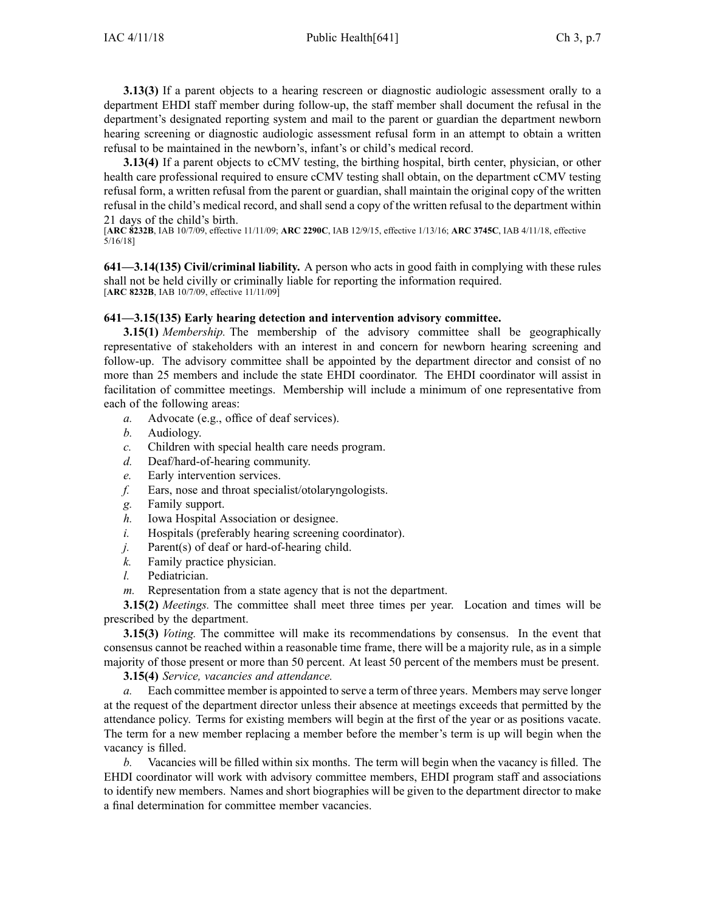**3.13(3)** If a parent objects to a hearing rescreen or diagnostic audiologic assessment orally to a department EHDI staff member during follow-up, the staff member shall document the refusal in the department's designated reporting system and mail to the parent or guardian the department newborn hearing screening or diagnostic audiologic assessment refusal form in an attempt to obtain a written refusal to be maintained in the newborn's, infant's or child's medical record.

**3.13(4)** If a parent objects to cCMV testing, the birthing hospital, birth center, physician, or other health care professional required to ensure cCMV testing shall obtain, on the department cCMV testing refusal form, a written refusal from the parent or guardian, shall maintain the original copy of the written refusal in the child's medical record, and shall send a copy of the written refusal to the department within 21 days of the child's birth.

[**ARC 8232B**, IAB 10/7/09, effective 11/11/09; **ARC 2290C**, IAB 12/9/15, effective 1/13/16; **ARC 3745C**, IAB 4/11/18, effective 5/16/18]

**641—3.14(135) Civil/criminal liability.** A person who acts in good faith in complying with these rules shall not be held civilly or criminally liable for reporting the information required.

[**ARC 8232B**, IAB 10/7/09, effective 11/11/09]

**641—3.15(135) Early hearing detection and intervention advisory committee.**

**3.15(1)** *Membership.* The membership of the advisory committee shall be geographically representative of stakeholders with an interest in and concern for newborn hearing screening and follow-up. The advisory committee shall be appointed by the department director and consist of no more than 25 members and include the state EHDI coordinator. The EHDI coordinator will assist in facilitation of committee meetings. Membership will include a minimum of one representative from each of the following areas:

*a.* Advocate (e.g., office of deaf services).

*b.* Audiology.

*c.* Children with special health care needs program.

*d.* Deaf/hard-of-hearing community.

*e.* Early intervention services.

*f.* Ears, nose and throat specialist/otolaryngologists.

*g.* Family support.

*h.* Iowa Hospital Association or designee.

*i.* Hospitals (preferably hearing screening coordinator).

*j.* Parent(s) of deaf or hard-of-hearing child.

*k.* Family practice physician.

*l.* Pediatrician.

*m.* Representation from a state agency that is not the department.

**3.15(2)** *Meetings.* The committee shall meet three times per year. Location and times will be prescribed by the department.

**3.15(3)** *Voting.* The committee will make its recommendations by consensus. In the event that consensus cannot be reached within a reasonable time frame, there will be a majority rule, as in a simple majority of those present or more than 50 percent. At least 50 percent of the members must be present.

**3.15(4)** *Service, vacancies and attendance.*

*a.* Each committee member is appointed to serve a term of three years. Members may serve longer at the request of the department director unless their absence at meetings exceeds that permitted by the attendance policy. Terms for existing members will begin at the first of the year or as positions vacate. The term for a new member replacing a member before the member's term is up will begin when the vacancy is filled.

*b.* Vacancies will be filled within six months. The term will begin when the vacancy is filled. The EHDI coordinator will work with advisory committee members, EHDI program staff and associations to identify new members. Names and short biographies will be given to the department director to make a final determination for committee member vacancies.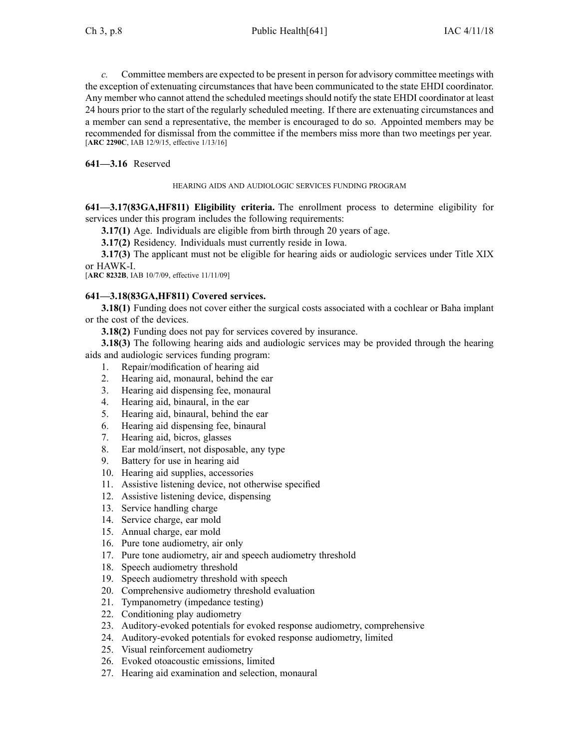*c.* Committee members are expected to be present in person for advisory committee meetings with the exception of extenuating circumstances that have been communicated to the state EHDI coordinator. Any member who cannot attend the scheduled meetings should notify the state EHDI coordinator at least 24 hours prior to the start of the regularly scheduled meeting. If there are extenuating circumstances and a member can send a representative, the member is encouraged to do so. Appointed members may be recommended for dismissal from the committee if the members miss more than two meetings per year.
[**ARC 2290C**, IAB 12/9/15, effective 1/13/16]

**641—3.16** Reserved

HEARING AIDS AND AUDIOLOGIC SERVICES FUNDING PROGRAM

**641—3.17(83GA,HF811) Eligibility criteria.** The enrollment process to determine eligibility for services under this program includes the following requirements:

**3.17(1)** Age. Individuals are eligible from birth through 20 years of age.

**3.17(2)** Residency. Individuals must currently reside in Iowa.

**3.17(3)** The applicant must not be eligible for hearing aids or audiologic services under Title XIX or HAWK-I.
[**ARC 8232B**, IAB 10/7/09, effective 11/11/09]

**641—3.18(83GA,HF811) Covered services.**

**3.18(1)** Funding does not cover either the surgical costs associated with a cochlear or Baha implant or the cost of the devices.

**3.18(2)** Funding does not pay for services covered by insurance.

**3.18(3)** The following hearing aids and audiologic services may be provided through the hearing aids and audiologic services funding program:

1. Repair/modification of hearing aid
2. Hearing aid, monaural, behind the ear
3. Hearing aid dispensing fee, monaural
4. Hearing aid, binaural, in the ear
5. Hearing aid, binaural, behind the ear
6. Hearing aid dispensing fee, binaural
7. Hearing aid, bicros, glasses
8. Ear mold/insert, not disposable, any type
9. Battery for use in hearing aid
10. Hearing aid supplies, accessories
11. Assistive listening device, not otherwise specified
12. Assistive listening device, dispensing
13. Service handling charge
14. Service charge, ear mold
15. Annual charge, ear mold
16. Pure tone audiometry, air only
17. Pure tone audiometry, air and speech audiometry threshold
18. Speech audiometry threshold
19. Speech audiometry threshold with speech
20. Comprehensive audiometry threshold evaluation
21. Tympanometry (impedance testing)
22. Conditioning play audiometry
23. Auditory-evoked potentials for evoked response audiometry, comprehensive
24. Auditory-evoked potentials for evoked response audiometry, limited
25. Visual reinforcement audiometry
26. Evoked otoacoustic emissions, limited
27. Hearing aid examination and selection, monaural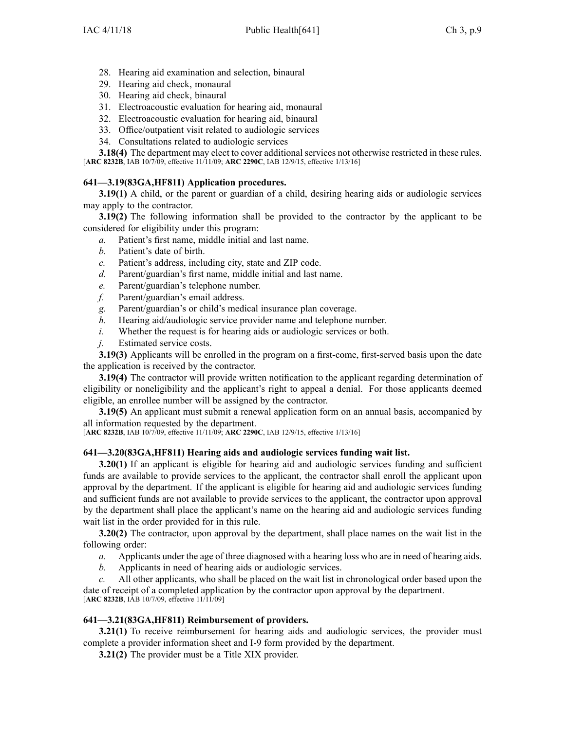28. Hearing aid examination and selection, binaural
29. Hearing aid check, monaural
30. Hearing aid check, binaural
31. Electroacoustic evaluation for hearing aid, monaural
32. Electroacoustic evaluation for hearing aid, binaural
33. Office/outpatient visit related to audiologic services
34. Consultations related to audiologic services

**3.18(4)** The department may elect to cover additional services not otherwise restricted in these rules.
[**ARC 8232B**, IAB 10/7/09, effective 11/11/09; **ARC 2290C**, IAB 12/9/15, effective 1/13/16]

### 641—3.19(83GA,HF811) Application procedures.

**3.19(1)** A child, or the parent or guardian of a child, desiring hearing aids or audiologic services may apply to the contractor.

**3.19(2)** The following information shall be provided to the contractor by the applicant to be considered for eligibility under this program:

*a.* Patient's first name, middle initial and last name.

*b.* Patient's date of birth.

*c.* Patient's address, including city, state and ZIP code.

*d.* Parent/guardian's first name, middle initial and last name.

*e.* Parent/guardian's telephone number.

*f.* Parent/guardian's email address.

*g.* Parent/guardian's or child's medical insurance plan coverage.

*h.* Hearing aid/audiologic service provider name and telephone number.

*i.* Whether the request is for hearing aids or audiologic services or both.

*j.* Estimated service costs.

**3.19(3)** Applicants will be enrolled in the program on a first-come, first-served basis upon the date the application is received by the contractor.

**3.19(4)** The contractor will provide written notification to the applicant regarding determination of eligibility or noneligibility and the applicant's right to appeal a denial. For those applicants deemed eligible, an enrollee number will be assigned by the contractor.

**3.19(5)** An applicant must submit a renewal application form on an annual basis, accompanied by all information requested by the department.
[**ARC 8232B**, IAB 10/7/09, effective 11/11/09; **ARC 2290C**, IAB 12/9/15, effective 1/13/16]

### 641—3.20(83GA,HF811) Hearing aids and audiologic services funding wait list.

**3.20(1)** If an applicant is eligible for hearing aid and audiologic services funding and sufficient funds are available to provide services to the applicant, the contractor shall enroll the applicant upon approval by the department. If the applicant is eligible for hearing aid and audiologic services funding and sufficient funds are not available to provide services to the applicant, the contractor upon approval by the department shall place the applicant's name on the hearing aid and audiologic services funding wait list in the order provided for in this rule.

**3.20(2)** The contractor, upon approval by the department, shall place names on the wait list in the following order:

*a.* Applicants under the age of three diagnosed with a hearing loss who are in need of hearing aids.

*b.* Applicants in need of hearing aids or audiologic services.

*c.* All other applicants, who shall be placed on the wait list in chronological order based upon the date of receipt of a completed application by the contractor upon approval by the department.
[**ARC 8232B**, IAB 10/7/09, effective 11/11/09]

### 641—3.21(83GA,HF811) Reimbursement of providers.

**3.21(1)** To receive reimbursement for hearing aids and audiologic services, the provider must complete a provider information sheet and I-9 form provided by the department.

**3.21(2)** The provider must be a Title XIX provider.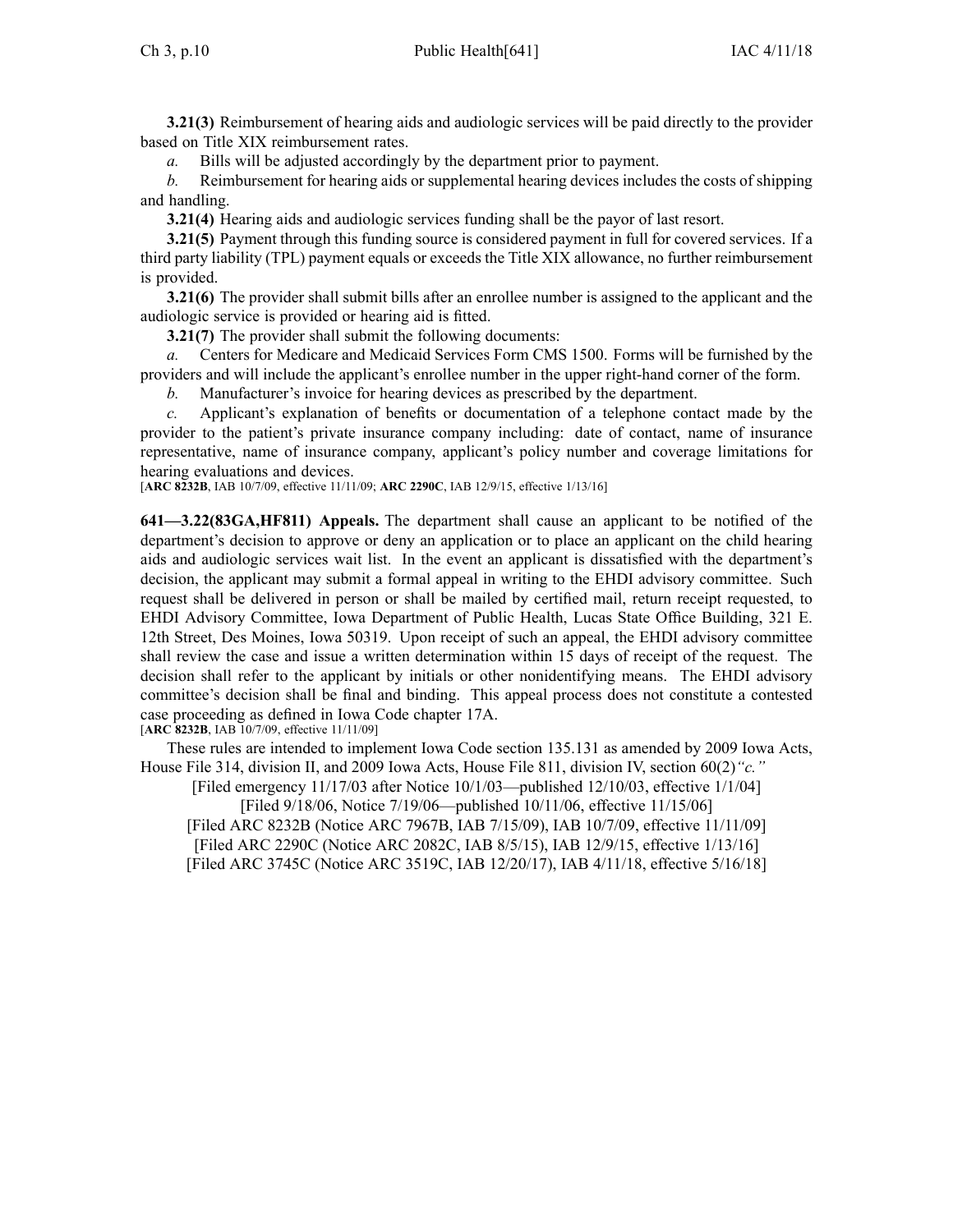**3.21(3)** Reimbursement of hearing aids and audiologic services will be paid directly to the provider based on Title XIX reimbursement rates.

*a.* Bills will be adjusted accordingly by the department prior to payment.

*b.* Reimbursement for hearing aids or supplemental hearing devices includes the costs of shipping and handling.

**3.21(4)** Hearing aids and audiologic services funding shall be the payor of last resort.

**3.21(5)** Payment through this funding source is considered payment in full for covered services. If a third party liability (TPL) payment equals or exceeds the Title XIX allowance, no further reimbursement is provided.

**3.21(6)** The provider shall submit bills after an enrollee number is assigned to the applicant and the audiologic service is provided or hearing aid is fitted.

**3.21(7)** The provider shall submit the following documents:

*a.* Centers for Medicare and Medicaid Services Form CMS 1500. Forms will be furnished by the providers and will include the applicant's enrollee number in the upper right-hand corner of the form.

*b.* Manufacturer's invoice for hearing devices as prescribed by the department.

*c.* Applicant's explanation of benefits or documentation of a telephone contact made by the provider to the patient's private insurance company including: date of contact, name of insurance representative, name of insurance company, applicant's policy number and coverage limitations for hearing evaluations and devices.

[**ARC 8232B**, IAB 10/7/09, effective 11/11/09; **ARC 2290C**, IAB 12/9/15, effective 1/13/16]

**641—3.22(83GA,HF811) Appeals.** The department shall cause an applicant to be notified of the department's decision to approve or deny an application or to place an applicant on the child hearing aids and audiologic services wait list. In the event an applicant is dissatisfied with the department's decision, the applicant may submit a formal appeal in writing to the EHDI advisory committee. Such request shall be delivered in person or shall be mailed by certified mail, return receipt requested, to EHDI Advisory Committee, Iowa Department of Public Health, Lucas State Office Building, 321 E. 12th Street, Des Moines, Iowa 50319. Upon receipt of such an appeal, the EHDI advisory committee shall review the case and issue a written determination within 15 days of receipt of the request. The decision shall refer to the applicant by initials or other nonidentifying means. The EHDI advisory committee's decision shall be final and binding. This appeal process does not constitute a contested case proceeding as defined in Iowa Code chapter 17A.

[**ARC 8232B**, IAB 10/7/09, effective 11/11/09]

These rules are intended to implement Iowa Code section 135.131 as amended by 2009 Iowa Acts, House File 314, division II, and 2009 Iowa Acts, House File 811, division IV, section 60(2)*"c."*

[Filed emergency 11/17/03 after Notice 10/1/03—published 12/10/03, effective 1/1/04]

[Filed 9/18/06, Notice 7/19/06—published 10/11/06, effective 11/15/06]

[Filed ARC 8232B (Notice ARC 7967B, IAB 7/15/09), IAB 10/7/09, effective 11/11/09]

[Filed ARC 2290C (Notice ARC 2082C, IAB 8/5/15), IAB 12/9/15, effective 1/13/16]

[Filed ARC 3745C (Notice ARC 3519C, IAB 12/20/17), IAB 4/11/18, effective 5/16/18]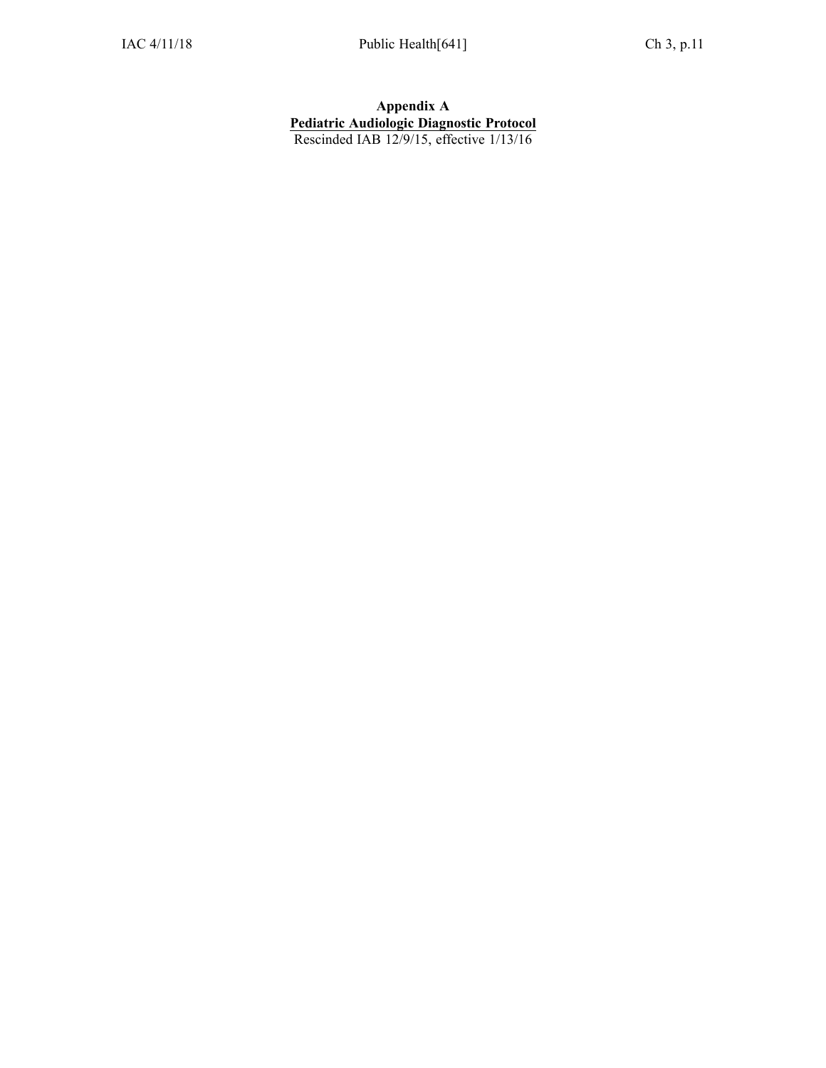**Appendix A**

**Pediatric Audiologic Diagnostic Protocol**

Rescinded IAB 12/9/15, effective 1/13/16